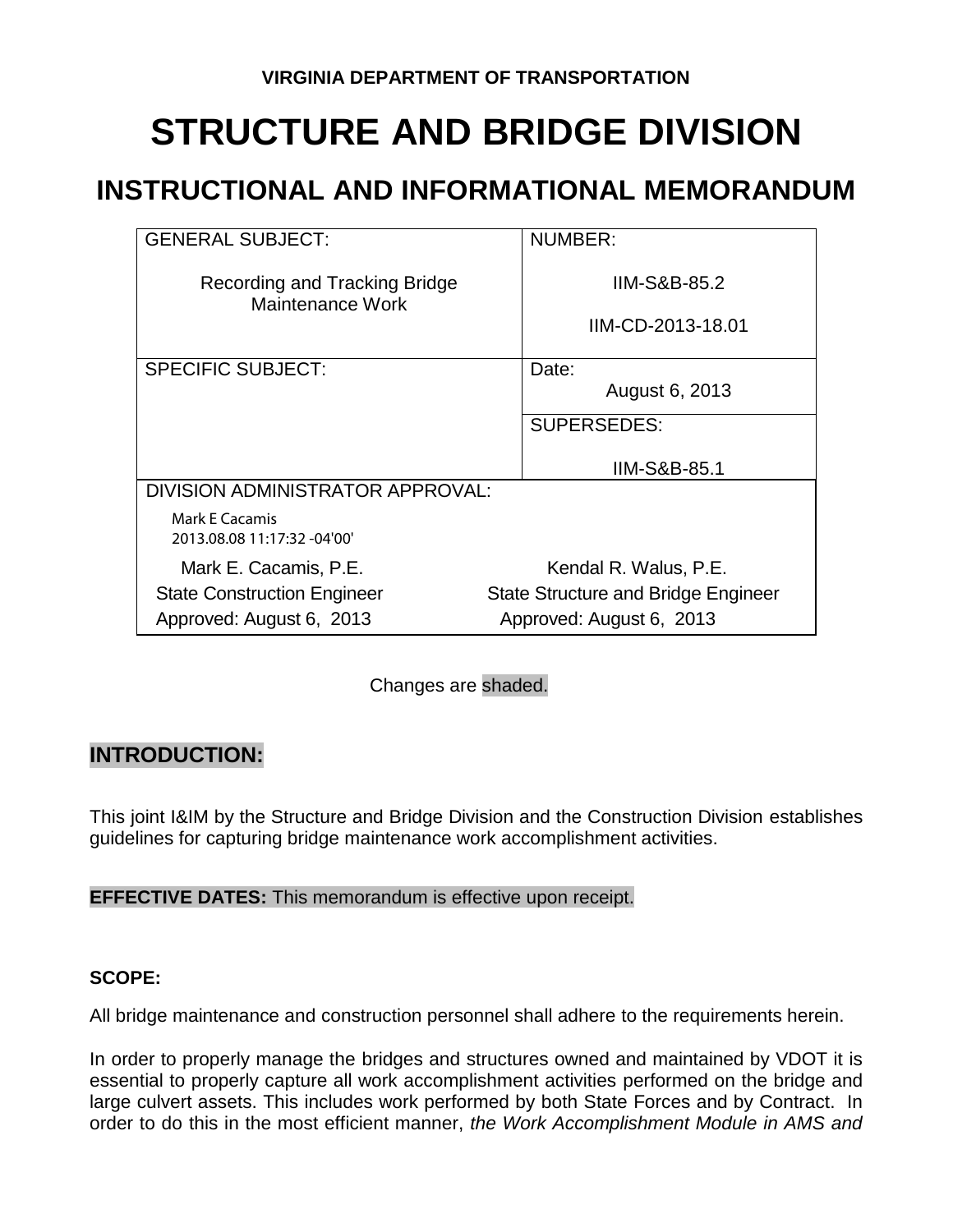**VIRGINIA DEPARTMENT OF TRANSPORTATION**

# STRUCTURE AND BRIDGE DIVISION

## INSTRUCTIONAL AND INFORMATIONAL MEMORANDUM

| GENERAL SUBJECT: | NUMBER: |
|---|---|
| Recording and Tracking Bridge Maintenance Work | IIM-S&B-85.2<br>IIM-CD-2013-18.01 |
| SPECIFIC SUBJECT: | Date: August 6, 2013 |
| | SUPERSEDES: IIM-S&B-85.1 |

DIVISION ADMINISTRATOR APPROVAL:

Mark E Cacamis
2013.08.08 11:17:32 -04'00'

| | |
|---|---|
| Mark E. Cacamis, P.E. | Kendal R. Walus, P.E. |
| State Construction Engineer | State Structure and Bridge Engineer |
| Approved: August 6, 2013 | Approved: August 6, 2013 |

Changes are shaded.

### INTRODUCTION:

This joint I&IM by the Structure and Bridge Division and the Construction Division establishes guidelines for capturing bridge maintenance work accomplishment activities.

**EFFECTIVE DATES:** This memorandum is effective upon receipt.

**SCOPE:**

All bridge maintenance and construction personnel shall adhere to the requirements herein.

In order to properly manage the bridges and structures owned and maintained by VDOT it is essential to properly capture all work accomplishment activities performed on the bridge and large culvert assets. This includes work performed by both State Forces and by Contract. In order to do this in the most efficient manner, *the Work Accomplishment Module in AMS and*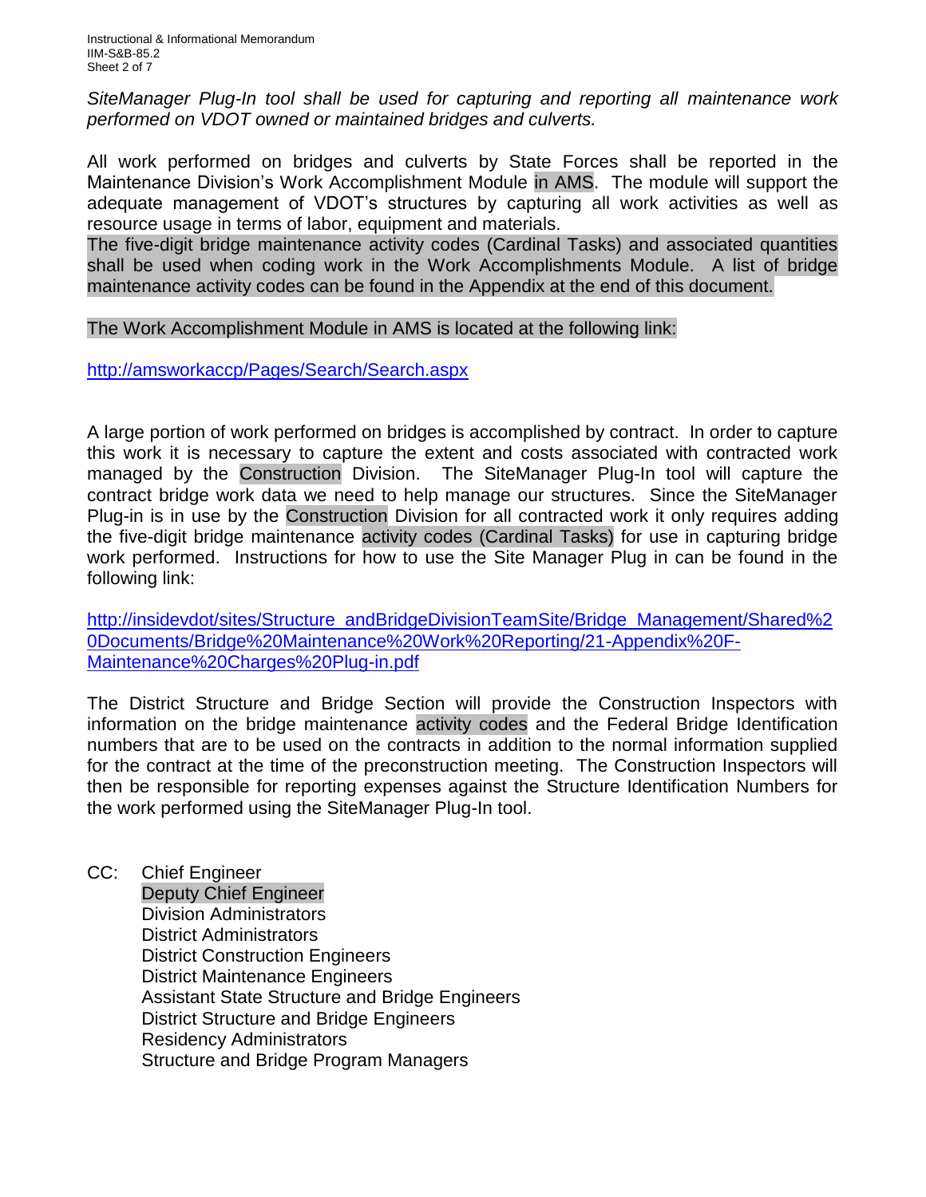*SiteManager Plug-In tool shall be used for capturing and reporting all maintenance work performed on VDOT owned or maintained bridges and culverts.*

All work performed on bridges and culverts by State Forces shall be reported in the Maintenance Division's Work Accomplishment Module in AMS. The module will support the adequate management of VDOT's structures by capturing all work activities as well as resource usage in terms of labor, equipment and materials.
The five-digit bridge maintenance activity codes (Cardinal Tasks) and associated quantities shall be used when coding work in the Work Accomplishments Module. A list of bridge maintenance activity codes can be found in the Appendix at the end of this document.

The Work Accomplishment Module in AMS is located at the following link:

http://amsworkaccp/Pages/Search/Search.aspx

A large portion of work performed on bridges is accomplished by contract. In order to capture this work it is necessary to capture the extent and costs associated with contracted work managed by the Construction Division. The SiteManager Plug-In tool will capture the contract bridge work data we need to help manage our structures. Since the SiteManager Plug-in is in use by the Construction Division for all contracted work it only requires adding the five-digit bridge maintenance activity codes (Cardinal Tasks) for use in capturing bridge work performed. Instructions for how to use the Site Manager Plug in can be found in the following link:

http://insidevdot/sites/Structure_andBridgeDivisionTeamSite/Bridge_Management/Shared%20Documents/Bridge%20Maintenance%20Work%20Reporting/21-Appendix%20F-Maintenance%20Charges%20Plug-in.pdf

The District Structure and Bridge Section will provide the Construction Inspectors with information on the bridge maintenance activity codes and the Federal Bridge Identification numbers that are to be used on the contracts in addition to the normal information supplied for the contract at the time of the preconstruction meeting. The Construction Inspectors will then be responsible for reporting expenses against the Structure Identification Numbers for the work performed using the SiteManager Plug-In tool.

CC: Chief Engineer
Deputy Chief Engineer
Division Administrators
District Administrators
District Construction Engineers
District Maintenance Engineers
Assistant State Structure and Bridge Engineers
District Structure and Bridge Engineers
Residency Administrators
Structure and Bridge Program Managers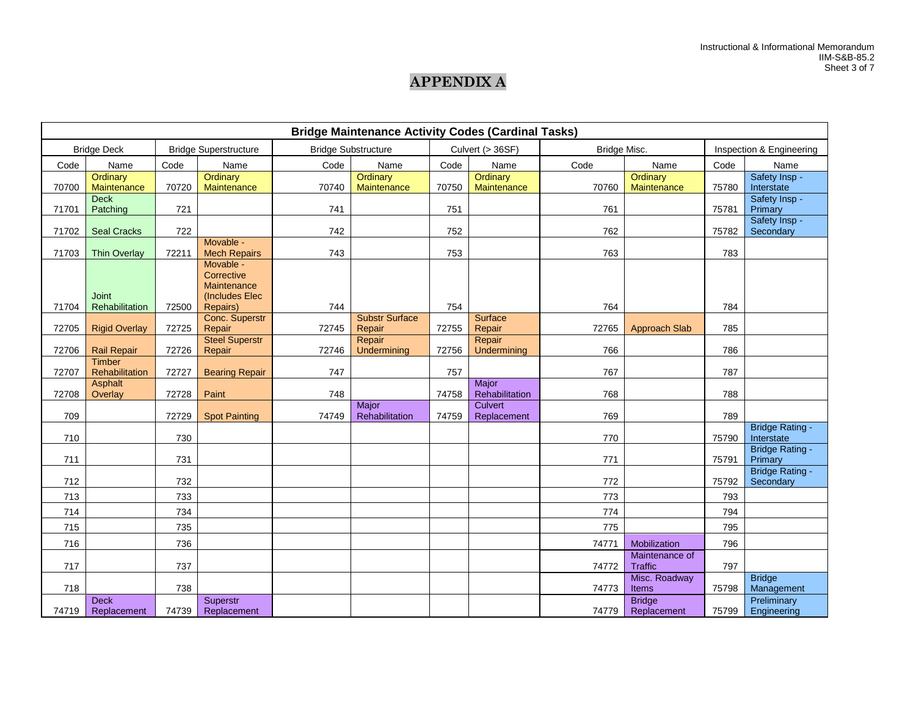# APPENDIX A

| Bridge Maintenance Activity Codes (Cardinal Tasks) | | | | | | | | | | | |
|---|---|---|---|---|---|---|---|---|---|---|---|
| Bridge Deck | | Bridge Superstructure | | Bridge Substructure | | Culvert (> 36SF) | | Bridge Misc. | | Inspection & Engineering | |
| Code | Name | Code | Name | Code | Name | Code | Name | Code | Name | Code | Name |
| 70700 | Ordinary Maintenance | 70720 | Ordinary Maintenance | 70740 | Ordinary Maintenance | 70750 | Ordinary Maintenance | 70760 | Ordinary Maintenance | 75780 | Safety Insp - Interstate |
| 71701 | Deck Patching | 721 | | 741 | | 751 | | 761 | | 75781 | Safety Insp - Primary |
| 71702 | Seal Cracks | 722 | | 742 | | 752 | | 762 | | 75782 | Safety Insp - Secondary |
| 71703 | Thin Overlay | 72211 | Movable - Mech Repairs | 743 | | 753 | | 763 | | 783 | |
| 71704 | Joint Rehabilitation | 72500 | Movable - Corrective Maintenance (Includes Elec Repairs) | 744 | | 754 | | 764 | | 784 | |
| 72705 | Rigid Overlay | 72725 | Conc. Superstr Repair | 72745 | Substr Surface Repair | 72755 | Surface Repair | 72765 | Approach Slab | 785 | |
| 72706 | Rail Repair | 72726 | Steel Superstr Repair | 72746 | Repair Undermining | 72756 | Repair Undermining | 766 | | 786 | |
| 72707 | Timber Rehabilitation | 72727 | Bearing Repair | 747 | | 757 | | 767 | | 787 | |
| 72708 | Asphalt Overlay | 72728 | Paint | 748 | | 74758 | Major Rehabilitation | 768 | | 788 | |
| 709 | | 72729 | Spot Painting | 74749 | Major Rehabilitation | 74759 | Culvert Replacement | 769 | | 789 | |
| 710 | | 730 | | | | | | 770 | | 75790 | Bridge Rating - Interstate |
| 711 | | 731 | | | | | | 771 | | 75791 | Bridge Rating - Primary |
| 712 | | 732 | | | | | | 772 | | 75792 | Bridge Rating - Secondary |
| 713 | | 733 | | | | | | 773 | | 793 | |
| 714 | | 734 | | | | | | 774 | | 794 | |
| 715 | | 735 | | | | | | 775 | | 795 | |
| 716 | | 736 | | | | | | 74771 | Mobilization | 796 | |
| 717 | | 737 | | | | | | 74772 | Maintenance of Traffic | 797 | |
| 718 | | 738 | | | | | | 74773 | Misc. Roadway Items | 75798 | Bridge Management |
| 74719 | Deck Replacement | 74739 | Superstr Replacement | | | | | 74779 | Bridge Replacement | 75799 | Preliminary Engineering |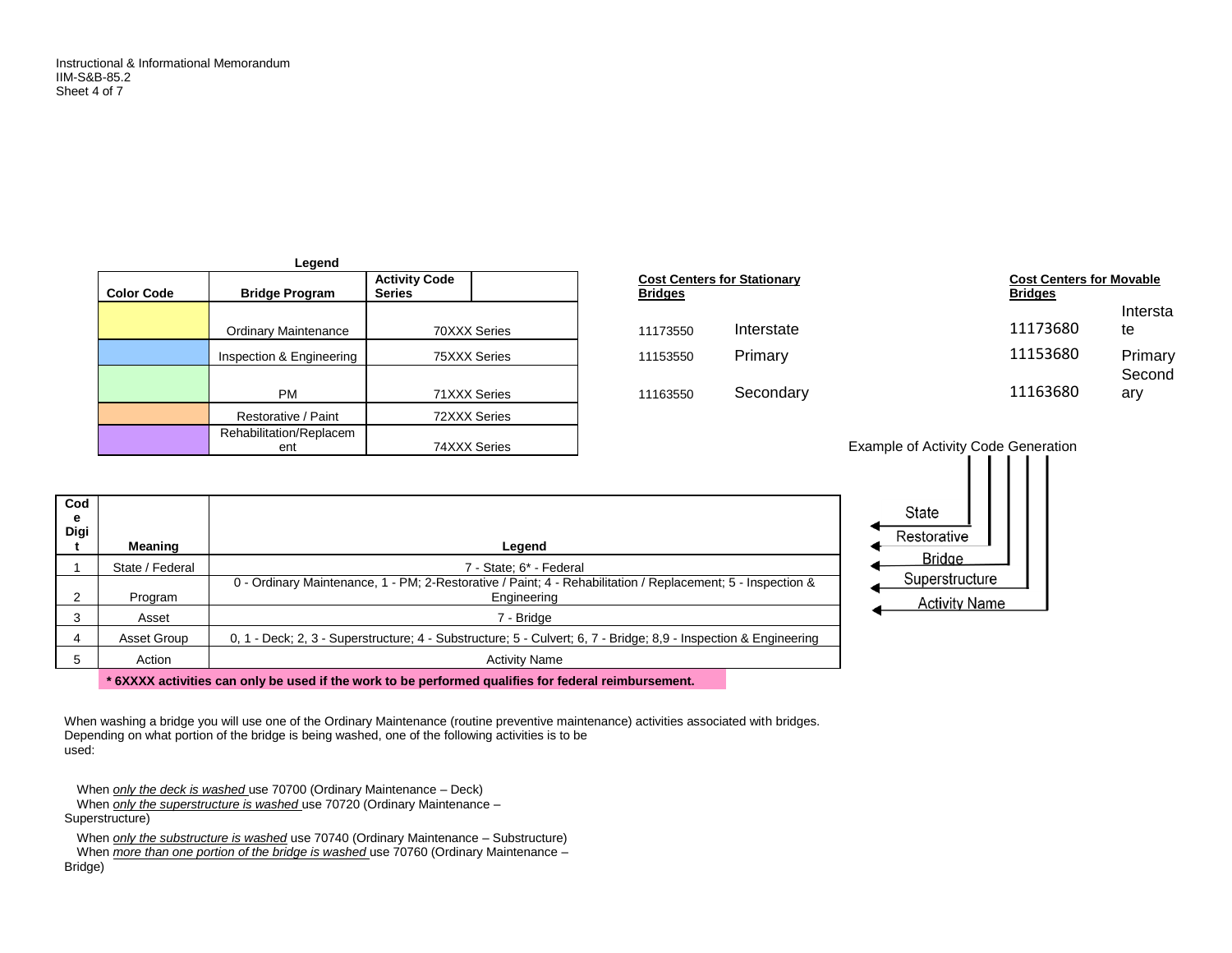**Legend**

| Color Code | Bridge Program | Activity Code Series |
|---|---|---|
| (yellow) | Ordinary Maintenance | 70XXX Series |
| (blue) | Inspection & Engineering | 75XXX Series |
| (green) | PM | 71XXX Series |
| (orange) | Restorative / Paint | 72XXX Series |
| (purple) | Rehabilitation/Replacement | 74XXX Series |

**Cost Centers for Stationary Bridges**

| | |
|---|---|
| 11173550 | Interstate |
| 11153550 | Primary |
| 11163550 | Secondary |

**Cost Centers for Movable Bridges**

| | |
|---|---|
| 11173680 | Interstate |
| 11153680 | Primary |
| 11163680 | Secondary |

Example of Activity Code Generation

- State
- Restorative
- Bridge
- Superstructure
- Activity Name

| Code Digit | Meaning | Legend |
|---|---|---|
| 1 | State / Federal | 7 - State; 6* - Federal |
| 2 | Program | 0 - Ordinary Maintenance, 1 - PM; 2-Restorative / Paint; 4 - Rehabilitation / Replacement; 5 - Inspection & Engineering |
| 3 | Asset | 7 - Bridge |
| 4 | Asset Group | 0, 1 - Deck; 2, 3 - Superstructure; 4 - Substructure; 5 - Culvert; 6, 7 - Bridge; 8,9 - Inspection & Engineering |
| 5 | Action | Activity Name |

**\* 6XXXX activities can only be used if the work to be performed qualifies for federal reimbursement.**

When washing a bridge you will use one of the Ordinary Maintenance (routine preventive maintenance) activities associated with bridges. Depending on what portion of the bridge is being washed, one of the following activities is to be used:

When *only the deck is washed* use 70700 (Ordinary Maintenance – Deck)
When *only the superstructure is washed* use 70720 (Ordinary Maintenance – Superstructure)

When *only the substructure is washed* use 70740 (Ordinary Maintenance – Substructure)
When *more than one portion of the bridge is washed* use 70760 (Ordinary Maintenance – Bridge)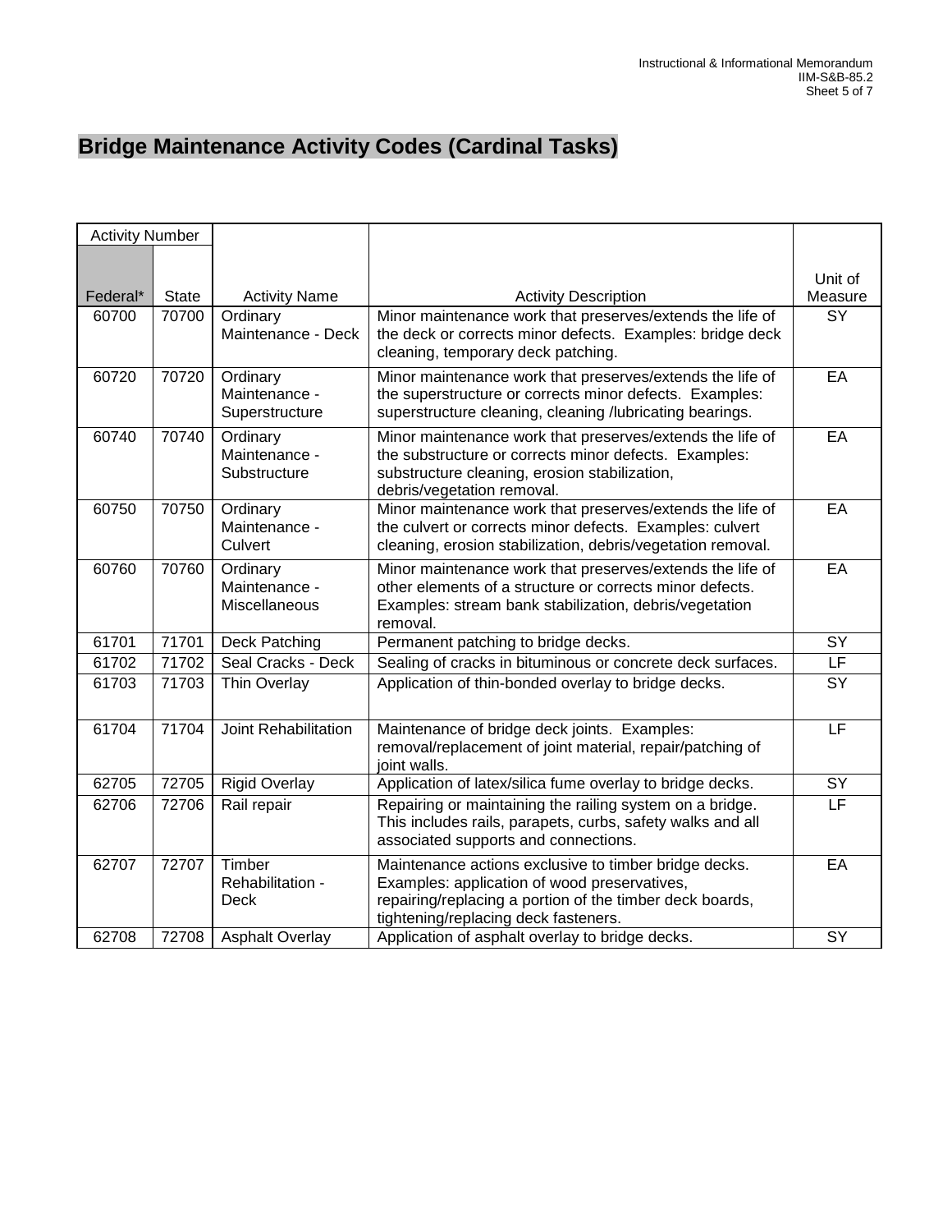## Bridge Maintenance Activity Codes (Cardinal Tasks)

| Activity Number | | | | |
|---|---|---|---|---|
| Federal* | State | Activity Name | Activity Description | Unit of Measure |
| 60700 | 70700 | Ordinary Maintenance - Deck | Minor maintenance work that preserves/extends the life of the deck or corrects minor defects. Examples: bridge deck cleaning, temporary deck patching. | SY |
| 60720 | 70720 | Ordinary Maintenance - Superstructure | Minor maintenance work that preserves/extends the life of the superstructure or corrects minor defects. Examples: superstructure cleaning, cleaning /lubricating bearings. | EA |
| 60740 | 70740 | Ordinary Maintenance - Substructure | Minor maintenance work that preserves/extends the life of the substructure or corrects minor defects. Examples: substructure cleaning, erosion stabilization, debris/vegetation removal. | EA |
| 60750 | 70750 | Ordinary Maintenance - Culvert | Minor maintenance work that preserves/extends the life of the culvert or corrects minor defects. Examples: culvert cleaning, erosion stabilization, debris/vegetation removal. | EA |
| 60760 | 70760 | Ordinary Maintenance - Miscellaneous | Minor maintenance work that preserves/extends the life of other elements of a structure or corrects minor defects. Examples: stream bank stabilization, debris/vegetation removal. | EA |
| 61701 | 71701 | Deck Patching | Permanent patching to bridge decks. | SY |
| 61702 | 71702 | Seal Cracks - Deck | Sealing of cracks in bituminous or concrete deck surfaces. | LF |
| 61703 | 71703 | Thin Overlay | Application of thin-bonded overlay to bridge decks. | SY |
| 61704 | 71704 | Joint Rehabilitation | Maintenance of bridge deck joints. Examples: removal/replacement of joint material, repair/patching of joint walls. | LF |
| 62705 | 72705 | Rigid Overlay | Application of latex/silica fume overlay to bridge decks. | SY |
| 62706 | 72706 | Rail repair | Repairing or maintaining the railing system on a bridge. This includes rails, parapets, curbs, safety walks and all associated supports and connections. | LF |
| 62707 | 72707 | Timber Rehabilitation - Deck | Maintenance actions exclusive to timber bridge decks. Examples: application of wood preservatives, repairing/replacing a portion of the timber deck boards, tightening/replacing deck fasteners. | EA |
| 62708 | 72708 | Asphalt Overlay | Application of asphalt overlay to bridge decks. | SY |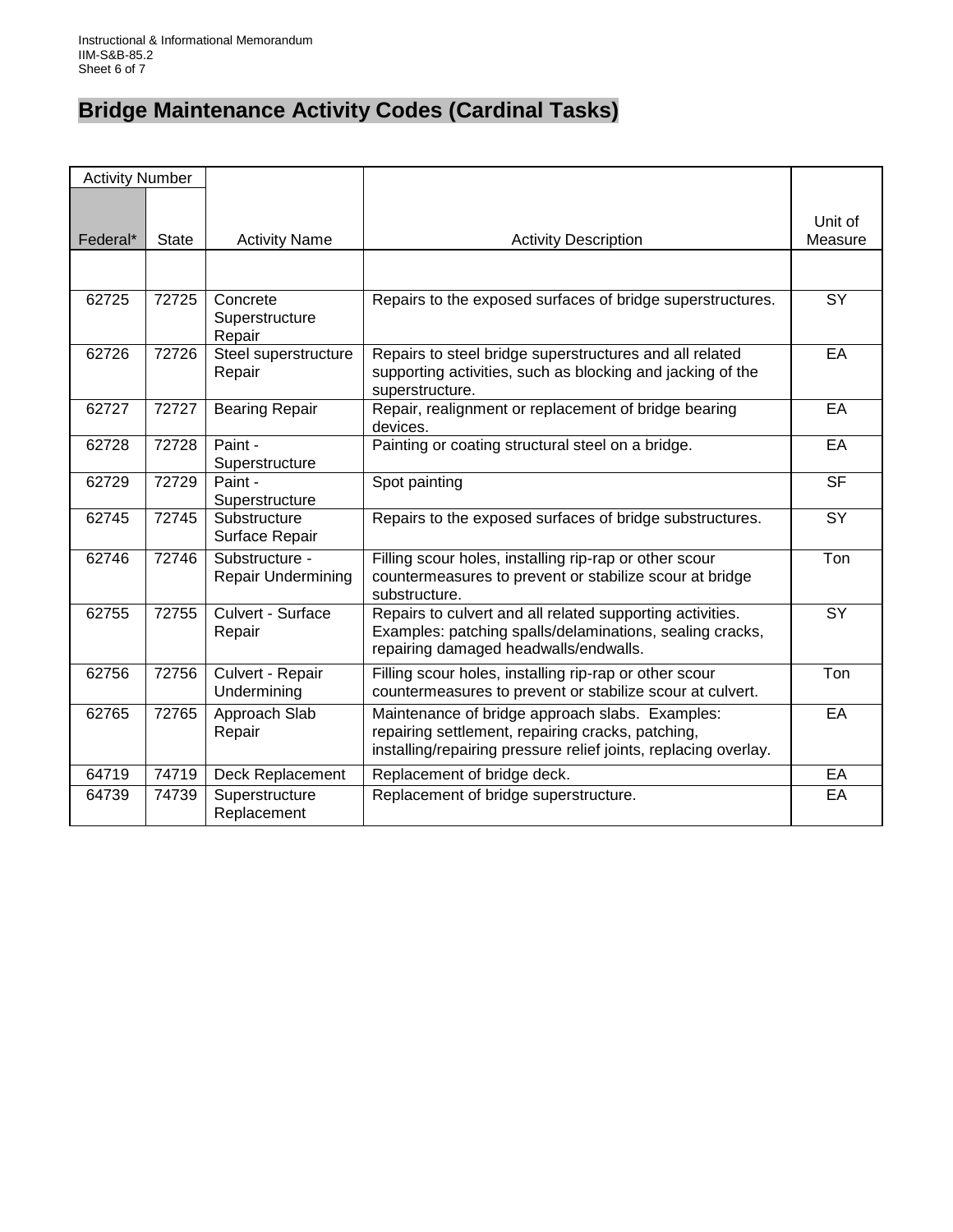# Bridge Maintenance Activity Codes (Cardinal Tasks)

| Activity Number | | | | |
|---|---|---|---|---|
| Federal* | State | Activity Name | Activity Description | Unit of Measure |
| | | | | |
| 62725 | 72725 | Concrete Superstructure Repair | Repairs to the exposed surfaces of bridge superstructures. | SY |
| 62726 | 72726 | Steel superstructure Repair | Repairs to steel bridge superstructures and all related supporting activities, such as blocking and jacking of the superstructure. | EA |
| 62727 | 72727 | Bearing Repair | Repair, realignment or replacement of bridge bearing devices. | EA |
| 62728 | 72728 | Paint - Superstructure | Painting or coating structural steel on a bridge. | EA |
| 62729 | 72729 | Paint - Superstructure | Spot painting | SF |
| 62745 | 72745 | Substructure Surface Repair | Repairs to the exposed surfaces of bridge substructures. | SY |
| 62746 | 72746 | Substructure - Repair Undermining | Filling scour holes, installing rip-rap or other scour countermeasures to prevent or stabilize scour at bridge substructure. | Ton |
| 62755 | 72755 | Culvert - Surface Repair | Repairs to culvert and all related supporting activities. Examples: patching spalls/delaminations, sealing cracks, repairing damaged headwalls/endwalls. | SY |
| 62756 | 72756 | Culvert - Repair Undermining | Filling scour holes, installing rip-rap or other scour countermeasures to prevent or stabilize scour at culvert. | Ton |
| 62765 | 72765 | Approach Slab Repair | Maintenance of bridge approach slabs. Examples: repairing settlement, repairing cracks, patching, installing/repairing pressure relief joints, replacing overlay. | EA |
| 64719 | 74719 | Deck Replacement | Replacement of bridge deck. | EA |
| 64739 | 74739 | Superstructure Replacement | Replacement of bridge superstructure. | EA |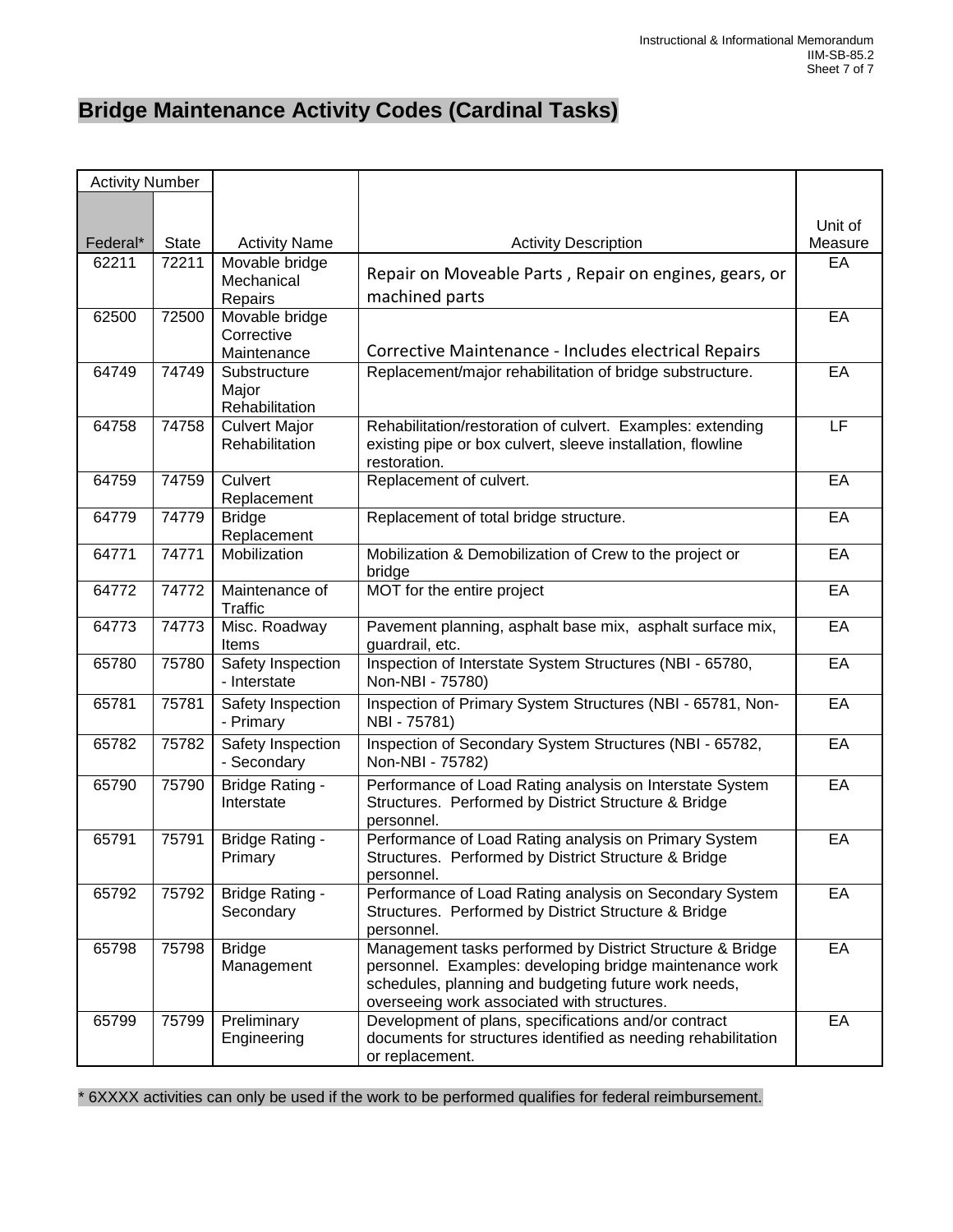## Bridge Maintenance Activity Codes (Cardinal Tasks)

| Activity Number | | | | |
|---|---|---|---|---|
| Federal* | State | Activity Name | Activity Description | Unit of Measure |
| 62211 | 72211 | Movable bridge Mechanical Repairs | Repair on Moveable Parts , Repair on engines, gears, or machined parts | EA |
| 62500 | 72500 | Movable bridge Corrective Maintenance | Corrective Maintenance - Includes electrical Repairs | EA |
| 64749 | 74749 | Substructure Major Rehabilitation | Replacement/major rehabilitation of bridge substructure. | EA |
| 64758 | 74758 | Culvert Major Rehabilitation | Rehabilitation/restoration of culvert. Examples: extending existing pipe or box culvert, sleeve installation, flowline restoration. | LF |
| 64759 | 74759 | Culvert Replacement | Replacement of culvert. | EA |
| 64779 | 74779 | Bridge Replacement | Replacement of total bridge structure. | EA |
| 64771 | 74771 | Mobilization | Mobilization & Demobilization of Crew to the project or bridge | EA |
| 64772 | 74772 | Maintenance of Traffic | MOT for the entire project | EA |
| 64773 | 74773 | Misc. Roadway Items | Pavement planning, asphalt base mix, asphalt surface mix, guardrail, etc. | EA |
| 65780 | 75780 | Safety Inspection - Interstate | Inspection of Interstate System Structures (NBI - 65780, Non-NBI - 75780) | EA |
| 65781 | 75781 | Safety Inspection - Primary | Inspection of Primary System Structures (NBI - 65781, Non-NBI - 75781) | EA |
| 65782 | 75782 | Safety Inspection - Secondary | Inspection of Secondary System Structures (NBI - 65782, Non-NBI - 75782) | EA |
| 65790 | 75790 | Bridge Rating - Interstate | Performance of Load Rating analysis on Interstate System Structures. Performed by District Structure & Bridge personnel. | EA |
| 65791 | 75791 | Bridge Rating - Primary | Performance of Load Rating analysis on Primary System Structures. Performed by District Structure & Bridge personnel. | EA |
| 65792 | 75792 | Bridge Rating - Secondary | Performance of Load Rating analysis on Secondary System Structures. Performed by District Structure & Bridge personnel. | EA |
| 65798 | 75798 | Bridge Management | Management tasks performed by District Structure & Bridge personnel. Examples: developing bridge maintenance work schedules, planning and budgeting future work needs, overseeing work associated with structures. | EA |
| 65799 | 75799 | Preliminary Engineering | Development of plans, specifications and/or contract documents for structures identified as needing rehabilitation or replacement. | EA |

* 6XXXX activities can only be used if the work to be performed qualifies for federal reimbursement.